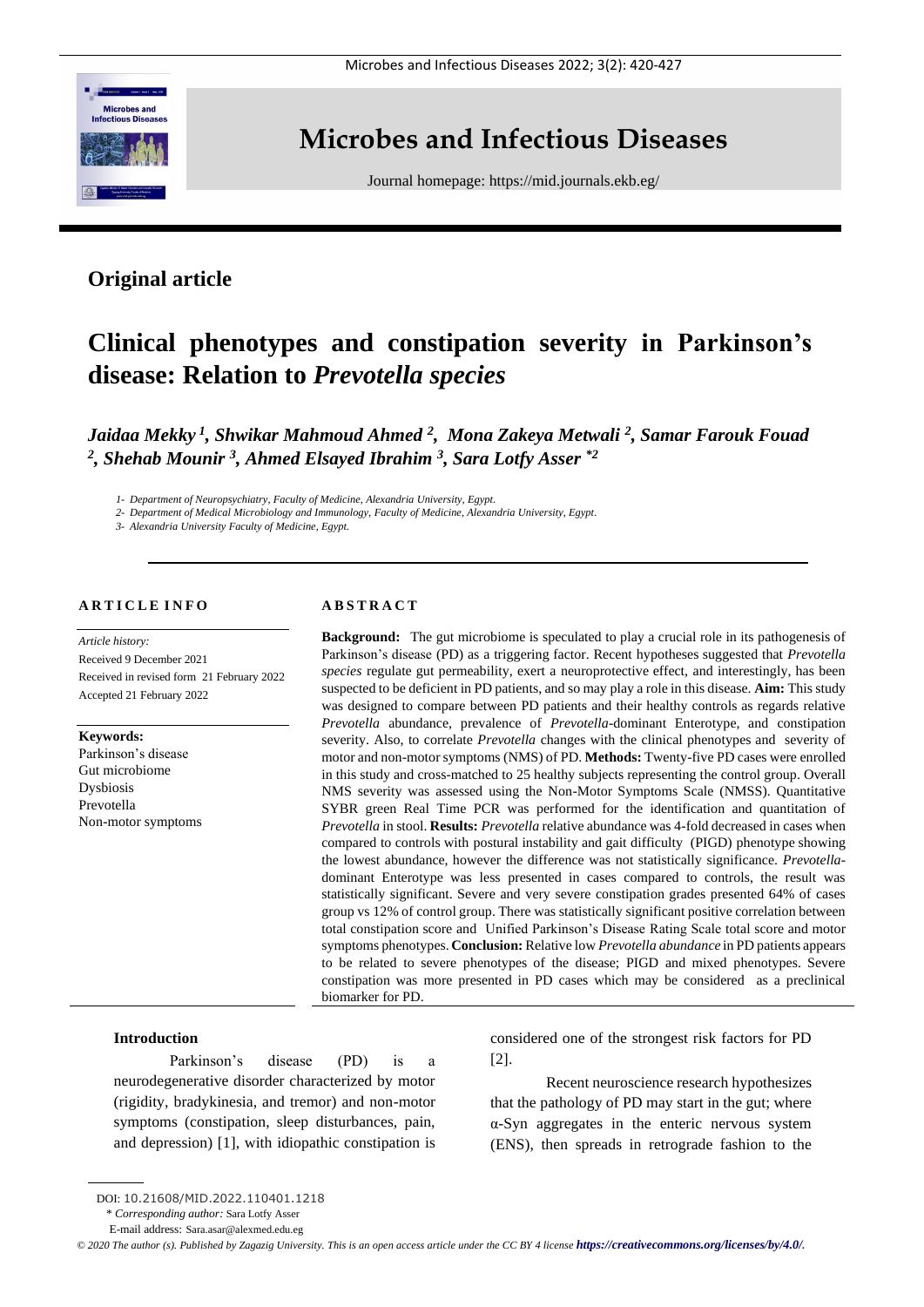# Microbes and Infectious Diseases

Journal homepage: https://mid.journals.ekb.eg/

## Original article

# Clinical phenotypes and constipation severity in Parkinson's disease: Relation to *Prevotella species*

***Jaidaa Mekky [1], Shwikar Mahmoud Ahmed [2], Mona Zakeya Metwali [2], Samar Farouk Fouad [2], Shehab Mounir [3], Ahmed Elsayed Ibrahim [3], Sara Lotfy Asser [*2]***

*1- Department of Neuropsychiatry, Faculty of Medicine, Alexandria University, Egypt.*

*2- Department of Medical Microbiology and Immunology, Faculty of Medicine, Alexandria University, Egypt.*

*3- Alexandria University Faculty of Medicine, Egypt.*

**ARTICLE INFO**

*Article history:*
Received 9 December 2021
Received in revised form 21 February 2022
Accepted 21 February 2022

**Keywords:**
Parkinson's disease
Gut microbiome
Dysbiosis
Prevotella
Non-motor symptoms

**ABSTRACT**

**Background:** The gut microbiome is speculated to play a crucial role in its pathogenesis of Parkinson's disease (PD) as a triggering factor. Recent hypotheses suggested that *Prevotella species* regulate gut permeability, exert a neuroprotective effect, and interestingly, has been suspected to be deficient in PD patients, and so may play a role in this disease. **Aim:** This study was designed to compare between PD patients and their healthy controls as regards relative *Prevotella* abundance, prevalence of *Prevotella*-dominant Enterotype, and constipation severity. Also, to correlate *Prevotella* changes with the clinical phenotypes and severity of motor and non-motor symptoms (NMS) of PD. **Methods:** Twenty-five PD cases were enrolled in this study and cross-matched to 25 healthy subjects representing the control group. Overall NMS severity was assessed using the Non-Motor Symptoms Scale (NMSS). Quantitative SYBR green Real Time PCR was performed for the identification and quantitation of *Prevotella* in stool. **Results:** *Prevotella* relative abundance was 4-fold decreased in cases when compared to controls with postural instability and gait difficulty (PIGD) phenotype showing the lowest abundance, however the difference was not statistically significance. *Prevotella*-dominant Enterotype was less presented in cases compared to controls, the result was statistically significant. Severe and very severe constipation grades presented 64% of cases group vs 12% of control group. There was statistically significant positive correlation between total constipation score and Unified Parkinson's Disease Rating Scale total score and motor symptoms phenotypes. **Conclusion:** Relative low *Prevotella abundance* in PD patients appears to be related to severe phenotypes of the disease; PIGD and mixed phenotypes. Severe constipation was more presented in PD cases which may be considered as a preclinical biomarker for PD.

## Introduction

Parkinson's disease (PD) is a neurodegenerative disorder characterized by motor (rigidity, bradykinesia, and tremor) and non-motor symptoms (constipation, sleep disturbances, pain, and depression) [1], with idiopathic constipation is considered one of the strongest risk factors for PD [2].

Recent neuroscience research hypothesizes that the pathology of PD may start in the gut; where α-Syn aggregates in the enteric nervous system (ENS), then spreads in retrograde fashion to the

DOI: 10.21608/MID.2022.110401.1218

\* *Corresponding author:* Sara Lotfy Asser

E-mail address: Sara.asar@alexmed.edu.eg

*© 2020 The author (s). Published by Zagazig University. This is an open access article under the CC BY 4 license https://creativecommons.org/licenses/by/4.0/.*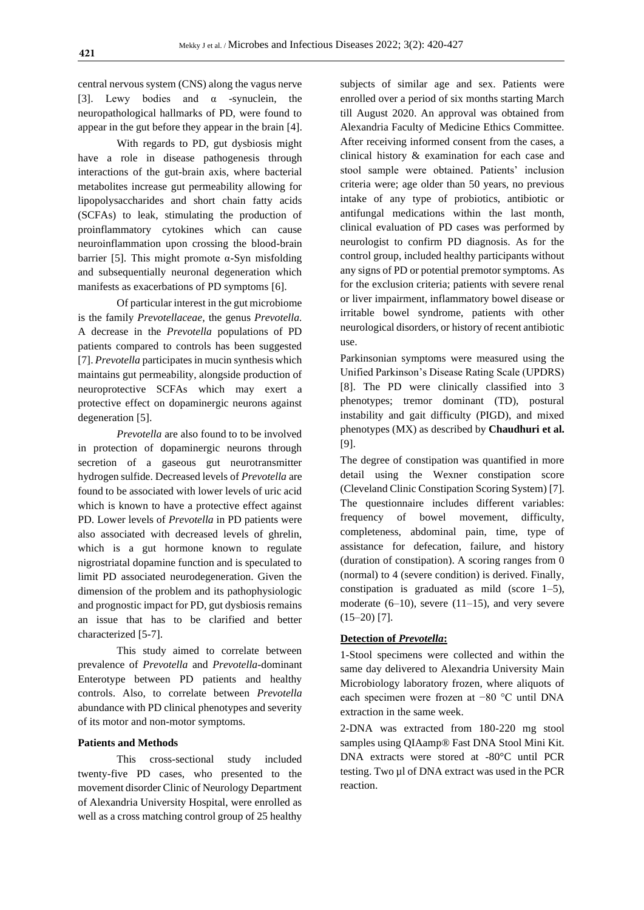central nervous system (CNS) along the vagus nerve [3]. Lewy bodies and α -synuclein, the neuropathological hallmarks of PD, were found to appear in the gut before they appear in the brain [4].

With regards to PD, gut dysbiosis might have a role in disease pathogenesis through interactions of the gut-brain axis, where bacterial metabolites increase gut permeability allowing for lipopolysaccharides and short chain fatty acids (SCFAs) to leak, stimulating the production of proinflammatory cytokines which can cause neuroinflammation upon crossing the blood-brain barrier [5]. This might promote α-Syn misfolding and subsequentially neuronal degeneration which manifests as exacerbations of PD symptoms [6].

Of particular interest in the gut microbiome is the family *Prevotellaceae*, the genus *Prevotella.* A decrease in the *Prevotella* populations of PD patients compared to controls has been suggested [7]. *Prevotella* participates in mucin synthesis which maintains gut permeability, alongside production of neuroprotective SCFAs which may exert a protective effect on dopaminergic neurons against degeneration [5].

*Prevotella* are also found to to be involved in protection of dopaminergic neurons through secretion of a gaseous gut neurotransmitter hydrogen sulfide. Decreased levels of *Prevotella* are found to be associated with lower levels of uric acid which is known to have a protective effect against PD. Lower levels of *Prevotella* in PD patients were also associated with decreased levels of ghrelin, which is a gut hormone known to regulate nigrostriatal dopamine function and is speculated to limit PD associated neurodegeneration. Given the dimension of the problem and its pathophysiologic and prognostic impact for PD, gut dysbiosis remains an issue that has to be clarified and better characterized [5-7].

This study aimed to correlate between prevalence of *Prevotella* and *Prevotella*-dominant Enterotype between PD patients and healthy controls. Also, to correlate between *Prevotella* abundance with PD clinical phenotypes and severity of its motor and non-motor symptoms.

**Patients and Methods**

This cross-sectional study included twenty-five PD cases, who presented to the movement disorder Clinic of Neurology Department of Alexandria University Hospital, were enrolled as well as a cross matching control group of 25 healthy subjects of similar age and sex. Patients were enrolled over a period of six months starting March till August 2020. An approval was obtained from Alexandria Faculty of Medicine Ethics Committee. After receiving informed consent from the cases, a clinical history & examination for each case and stool sample were obtained. Patients' inclusion criteria were; age older than 50 years, no previous intake of any type of probiotics, antibiotic or antifungal medications within the last month, clinical evaluation of PD cases was performed by neurologist to confirm PD diagnosis. As for the control group, included healthy participants without any signs of PD or potential premotor symptoms. As for the exclusion criteria; patients with severe renal or liver impairment, inflammatory bowel disease or irritable bowel syndrome, patients with other neurological disorders, or history of recent antibiotic use.

Parkinsonian symptoms were measured using the Unified Parkinson's Disease Rating Scale (UPDRS) [8]. The PD were clinically classified into 3 phenotypes; tremor dominant (TD), postural instability and gait difficulty (PIGD), and mixed phenotypes (MX) as described by **Chaudhuri et al.** [9].

The degree of constipation was quantified in more detail using the Wexner constipation score (Cleveland Clinic Constipation Scoring System) [7]. The questionnaire includes different variables: frequency of bowel movement, difficulty, completeness, abdominal pain, time, type of assistance for defecation, failure, and history (duration of constipation). A scoring ranges from 0 (normal) to 4 (severe condition) is derived. Finally, constipation is graduated as mild (score 1–5), moderate (6–10), severe (11–15), and very severe (15–20) [7].

**Detection of *Prevotella*:**

1-Stool specimens were collected and within the same day delivered to Alexandria University Main Microbiology laboratory frozen, where aliquots of each specimen were frozen at −80 °C until DNA extraction in the same week.

2-DNA was extracted from 180-220 mg stool samples using QIAamp® Fast DNA Stool Mini Kit. DNA extracts were stored at -80°C until PCR testing. Two µl of DNA extract was used in the PCR reaction.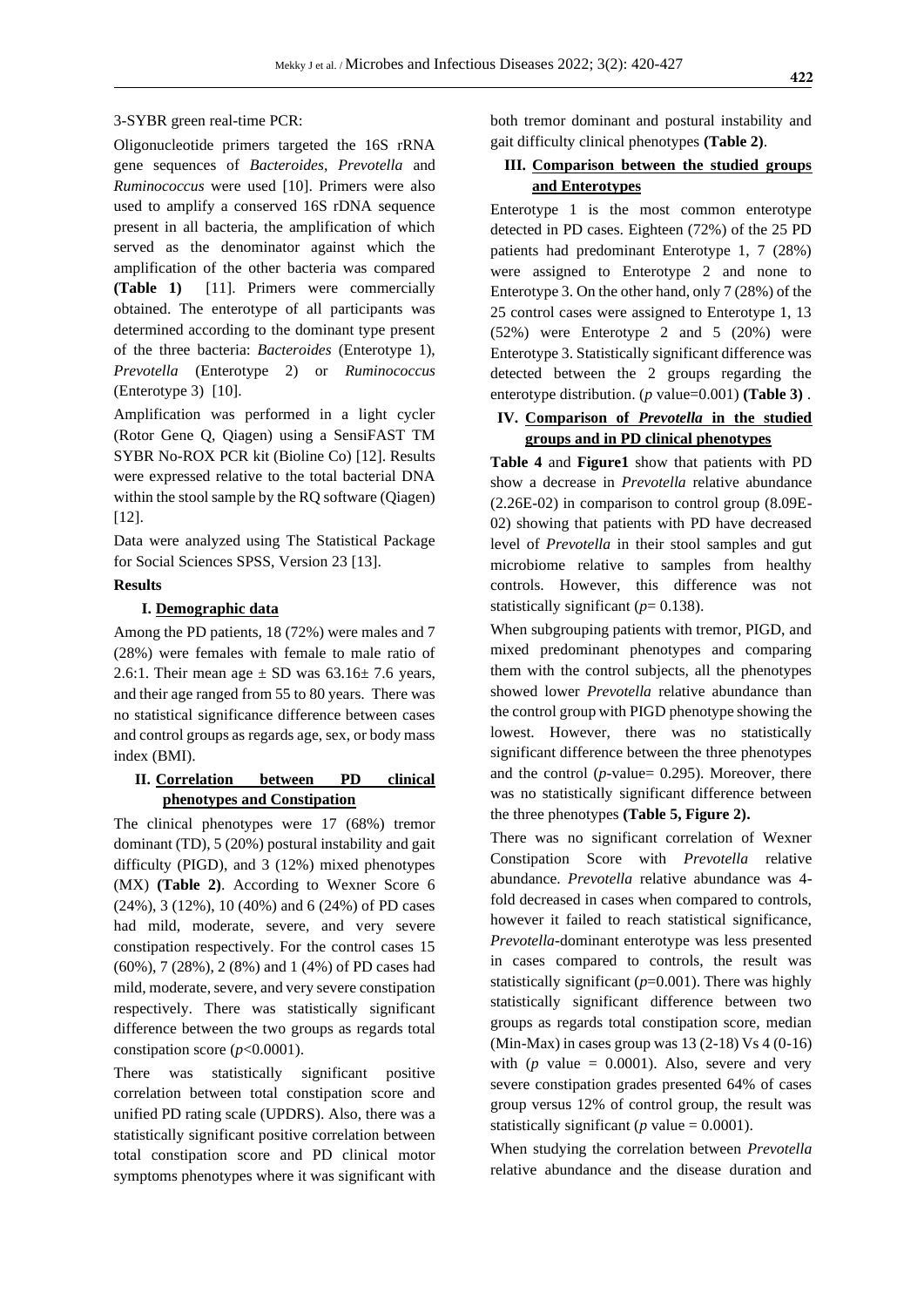3-SYBR green real-time PCR:

Oligonucleotide primers targeted the 16S rRNA gene sequences of *Bacteroides*, *Prevotella* and *Ruminococcus* were used [10]. Primers were also used to amplify a conserved 16S rDNA sequence present in all bacteria, the amplification of which served as the denominator against which the amplification of the other bacteria was compared **(Table 1)** [11]. Primers were commercially obtained. The enterotype of all participants was determined according to the dominant type present of the three bacteria: *Bacteroides* (Enterotype 1), *Prevotella* (Enterotype 2) or *Ruminococcus* (Enterotype 3) [10].

Amplification was performed in a light cycler (Rotor Gene Q, Qiagen) using a SensiFAST TM SYBR No-ROX PCR kit (Bioline Co) [12]. Results were expressed relative to the total bacterial DNA within the stool sample by the RQ software (Qiagen) [12].

Data were analyzed using The Statistical Package for Social Sciences SPSS, Version 23 [13].

**Results**

**I. Demographic data**

Among the PD patients, 18 (72%) were males and 7 (28%) were females with female to male ratio of 2.6:1. Their mean age ± SD was 63.16± 7.6 years, and their age ranged from 55 to 80 years. There was no statistical significance difference between cases and control groups as regards age, sex, or body mass index (BMI).

**II. Correlation between PD clinical phenotypes and Constipation**

The clinical phenotypes were 17 (68%) tremor dominant (TD), 5 (20%) postural instability and gait difficulty (PIGD), and 3 (12%) mixed phenotypes (MX) **(Table 2)**. According to Wexner Score 6 (24%), 3 (12%), 10 (40%) and 6 (24%) of PD cases had mild, moderate, severe, and very severe constipation respectively. For the control cases 15 (60%), 7 (28%), 2 (8%) and 1 (4%) of PD cases had mild, moderate, severe, and very severe constipation respectively. There was statistically significant difference between the two groups as regards total constipation score ($p$<0.0001).

There was statistically significant positive correlation between total constipation score and unified PD rating scale (UPDRS). Also, there was a statistically significant positive correlation between total constipation score and PD clinical motor symptoms phenotypes where it was significant with both tremor dominant and postural instability and gait difficulty clinical phenotypes **(Table 2)**.

**III. Comparison between the studied groups and Enterotypes**

Enterotype 1 is the most common enterotype detected in PD cases. Eighteen (72%) of the 25 PD patients had predominant Enterotype 1, 7 (28%) were assigned to Enterotype 2 and none to Enterotype 3. On the other hand, only 7 (28%) of the 25 control cases were assigned to Enterotype 1, 13 (52%) were Enterotype 2 and 5 (20%) were Enterotype 3. Statistically significant difference was detected between the 2 groups regarding the enterotype distribution. ($p$ value=0.001) **(Table 3)** .

**IV. Comparison of *Prevotella* in the studied groups and in PD clinical phenotypes**

**Table 4** and **Figure1** show that patients with PD show a decrease in *Prevotella* relative abundance (2.26E-02) in comparison to control group (8.09E-02) showing that patients with PD have decreased level of *Prevotella* in their stool samples and gut microbiome relative to samples from healthy controls. However, this difference was not statistically significant ($p$= 0.138).

When subgrouping patients with tremor, PIGD, and mixed predominant phenotypes and comparing them with the control subjects, all the phenotypes showed lower *Prevotella* relative abundance than the control group with PIGD phenotype showing the lowest. However, there was no statistically significant difference between the three phenotypes and the control ($p$-value= 0.295). Moreover, there was no statistically significant difference between the three phenotypes **(Table 5, Figure 2).**

There was no significant correlation of Wexner Constipation Score with *Prevotella* relative abundance. *Prevotella* relative abundance was 4-fold decreased in cases when compared to controls, however it failed to reach statistical significance, *Prevotella*-dominant enterotype was less presented in cases compared to controls, the result was statistically significant ($p$=0.001). There was highly statistically significant difference between two groups as regards total constipation score, median (Min-Max) in cases group was 13 (2-18) Vs 4 (0-16) with ($p$ value = 0.0001). Also, severe and very severe constipation grades presented 64% of cases group versus 12% of control group, the result was statistically significant ($p$ value = 0.0001).

When studying the correlation between *Prevotella* relative abundance and the disease duration and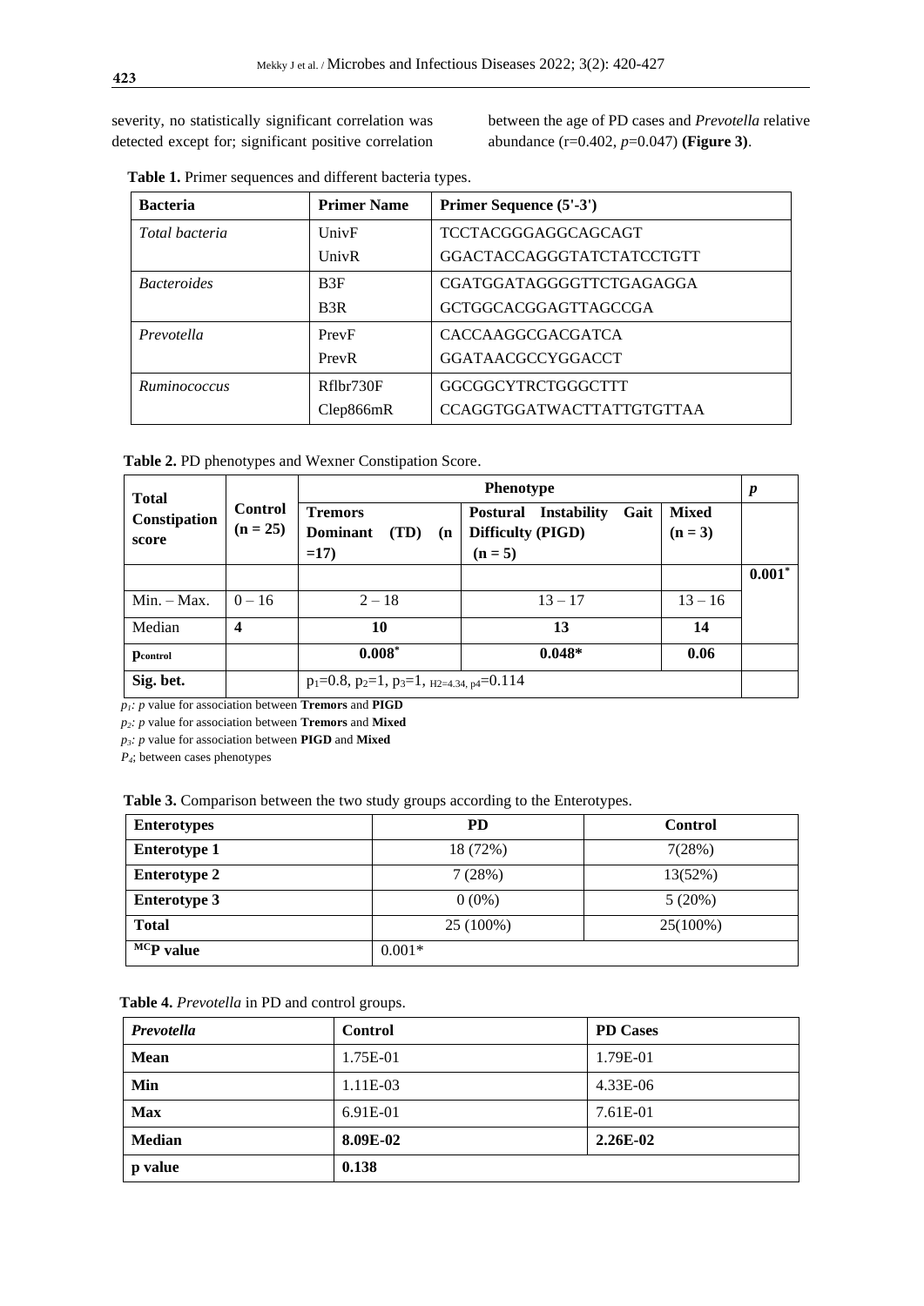severity, no statistically significant correlation was detected except for; significant positive correlation between the age of PD cases and *Prevotella* relative abundance (r=0.402, *p*=0.047) **(Figure 3)**.

**Table 1.** Primer sequences and different bacteria types.

| Bacteria | Primer Name | Primer Sequence (5'-3') |
|---|---|---|
| *Total bacteria* | UnivF<br>UnivR | TCCTACGGGAGGCAGCAGT<br>GGACTACCAGGGTATCTATCCTGTT |
| *Bacteroides* | B3F<br>B3R | CGATGGATAGGGGTTCTGAGAGGA<br>GCTGGCACGGAGTTAGCCGA |
| *Prevotella* | PrevF<br>PrevR | CACCAAGGCGACGATCA<br>GGATAACGCCYGGACCT |
| *Ruminococcus* | Rflbr730F<br>Clep866mR | GGCGGCYTRCTGGGCTTT<br>CCAGGTGGATWACTTATTGTGTTAA |

**Table 2.** PD phenotypes and Wexner Constipation Score.

| Total Constipation score | Control (n = 25) | Phenotype | | | p |
|---|---|---|---|---|---|
| | | **Tremors Dominant (TD) (n =17)** | **Postural Instability Gait Difficulty (PIGD) (n = 5)** | **Mixed (n = 3)** | |
| | | | | | **0.001*** |
| Min. – Max. | 0 – 16 | 2 – 18 | 13 – 17 | 13 – 16 | |
| Median | **4** | **10** | **13** | **14** | |
| **$p_{control}$** | | **0.008*** | **0.048*** | **0.06** | |
| **Sig. bet.** | | $p_1$=0.8, $p_2$=1, $p_3$=1, $_{H2=4.34,\ p4}$=0.114 | | | |

*$p_1$: p* value for association between **Tremors** and **PIGD**

*$p_2$: p* value for association between **Tremors** and **Mixed**

*$p_3$: p* value for association between **PIGD** and **Mixed**

*$P_4$*; between cases phenotypes

**Table 3.** Comparison between the two study groups according to the Enterotypes.

| Enterotypes | PD | Control |
|---|---|---|
| **Enterotype 1** | 18 (72%) | 7(28%) |
| **Enterotype 2** | 7 (28%) | 13(52%) |
| **Enterotype 3** | 0 (0%) | 5 (20%) |
| **Total** | 25 (100%) | 25(100%) |
| **$^{MC}$P value** | 0.001* | |

**Table 4.** *Prevotella* in PD and control groups.

| *Prevotella* | Control | PD Cases |
|---|---|---|
| **Mean** | 1.75E-01 | 1.79E-01 |
| **Min** | 1.11E-03 | 4.33E-06 |
| **Max** | 6.91E-01 | 7.61E-01 |
| **Median** | **8.09E-02** | **2.26E-02** |
| **p value** | **0.138** | |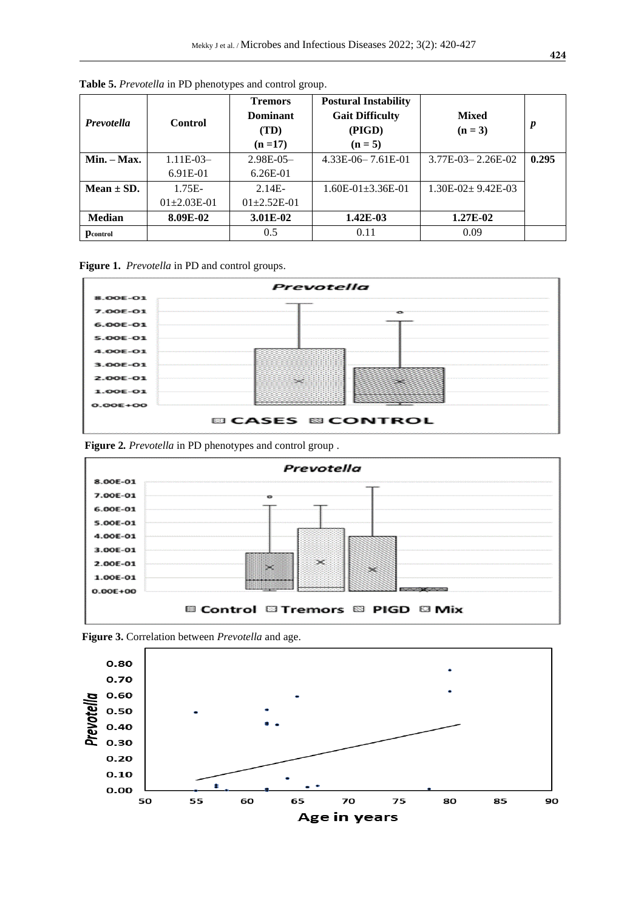**Table 5.** *Prevotella* in PD phenotypes and control group.

| *Prevotella* | Control | Tremors Dominant (TD) (n =17) | Postural Instability Gait Difficulty (PIGD) (n = 5) | Mixed (n = 3) | *p* |
|---|---|---|---|---|---|
| **Min. – Max.** | 1.11E-03– 6.91E-01 | 2.98E-05– 6.26E-01 | 4.33E-06– 7.61E-01 | 3.77E-03– 2.26E-02 | **0.295** |
| **Mean ± SD.** | 1.75E-01±2.03E-01 | 2.14E-01±2.52E-01 | 1.60E-01±3.36E-01 | 1.30E-02± 9.42E-03 | |
| **Median** | **8.09E-02** | **3.01E-02** | **1.42E-03** | **1.27E-02** | |
| $p_{control}$ | | 0.5 | 0.11 | 0.09 | |

**Figure 1.** *Prevotella* in PD and control groups.

**Figure 2.** *Prevotella* in PD phenotypes and control group .

**Figure 3.** Correlation between *Prevotella* and age.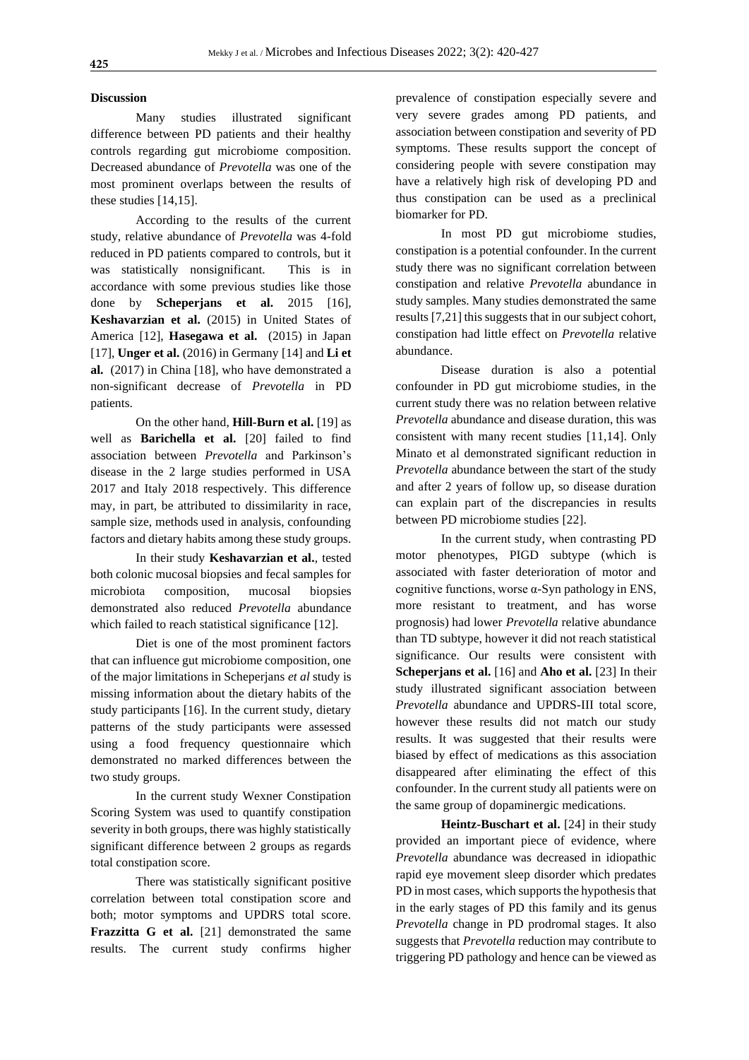## Discussion

Many studies illustrated significant difference between PD patients and their healthy controls regarding gut microbiome composition. Decreased abundance of *Prevotella* was one of the most prominent overlaps between the results of these studies [14,15].

According to the results of the current study, relative abundance of *Prevotella* was 4-fold reduced in PD patients compared to controls, but it was statistically nonsignificant. This is in accordance with some previous studies like those done by **Scheperjans et al.** 2015 [16], **Keshavarzian et al.** (2015) in United States of America [12], **Hasegawa et al.** (2015) in Japan [17], **Unger et al.** (2016) in Germany [14] and **Li et al.** (2017) in China [18], who have demonstrated a non-significant decrease of *Prevotella* in PD patients.

On the other hand, **Hill-Burn et al.** [19] as well as **Barichella et al.** [20] failed to find association between *Prevotella* and Parkinson's disease in the 2 large studies performed in USA 2017 and Italy 2018 respectively. This difference may, in part, be attributed to dissimilarity in race, sample size, methods used in analysis, confounding factors and dietary habits among these study groups.

In their study **Keshavarzian et al.**, tested both colonic mucosal biopsies and fecal samples for microbiota composition, mucosal biopsies demonstrated also reduced *Prevotella* abundance which failed to reach statistical significance [12].

Diet is one of the most prominent factors that can influence gut microbiome composition, one of the major limitations in Scheperjans *et al* study is missing information about the dietary habits of the study participants [16]. In the current study, dietary patterns of the study participants were assessed using a food frequency questionnaire which demonstrated no marked differences between the two study groups.

In the current study Wexner Constipation Scoring System was used to quantify constipation severity in both groups, there was highly statistically significant difference between 2 groups as regards total constipation score.

There was statistically significant positive correlation between total constipation score and both; motor symptoms and UPDRS total score. **Frazzitta G et al.** [21] demonstrated the same results. The current study confirms higher prevalence of constipation especially severe and very severe grades among PD patients, and association between constipation and severity of PD symptoms. These results support the concept of considering people with severe constipation may have a relatively high risk of developing PD and thus constipation can be used as a preclinical biomarker for PD.

In most PD gut microbiome studies, constipation is a potential confounder. In the current study there was no significant correlation between constipation and relative *Prevotella* abundance in study samples. Many studies demonstrated the same results [7,21] this suggests that in our subject cohort, constipation had little effect on *Prevotella* relative abundance.

Disease duration is also a potential confounder in PD gut microbiome studies, in the current study there was no relation between relative *Prevotella* abundance and disease duration, this was consistent with many recent studies [11,14]. Only Minato et al demonstrated significant reduction in *Prevotella* abundance between the start of the study and after 2 years of follow up, so disease duration can explain part of the discrepancies in results between PD microbiome studies [22].

In the current study, when contrasting PD motor phenotypes, PIGD subtype (which is associated with faster deterioration of motor and cognitive functions, worse α-Syn pathology in ENS, more resistant to treatment, and has worse prognosis) had lower *Prevotella* relative abundance than TD subtype, however it did not reach statistical significance. Our results were consistent with **Scheperjans et al.** [16] and **Aho et al.** [23] In their study illustrated significant association between *Prevotella* abundance and UPDRS-III total score, however these results did not match our study results. It was suggested that their results were biased by effect of medications as this association disappeared after eliminating the effect of this confounder. In the current study all patients were on the same group of dopaminergic medications.

**Heintz-Buschart et al.** [24] in their study provided an important piece of evidence, where *Prevotella* abundance was decreased in idiopathic rapid eye movement sleep disorder which predates PD in most cases, which supports the hypothesis that in the early stages of PD this family and its genus *Prevotella* change in PD prodromal stages. It also suggests that *Prevotella* reduction may contribute to triggering PD pathology and hence can be viewed as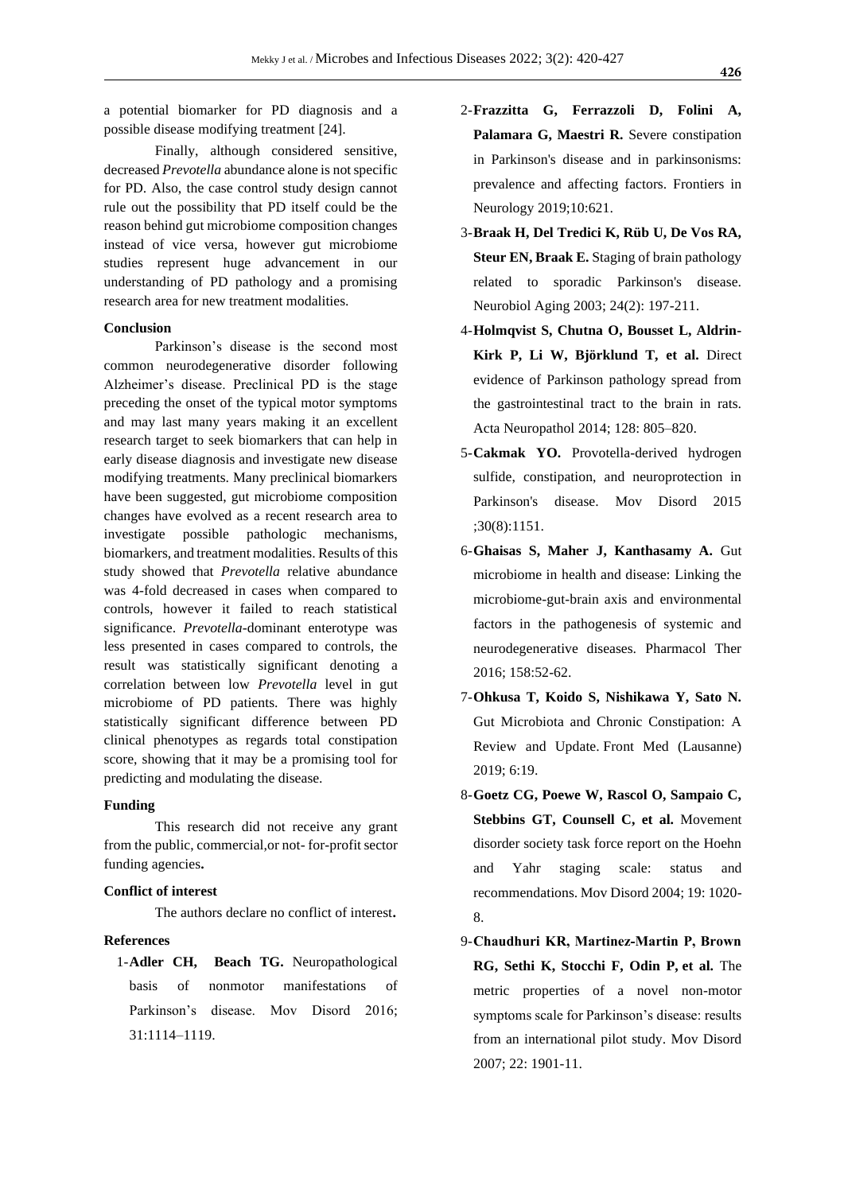a potential biomarker for PD diagnosis and a possible disease modifying treatment [24].

Finally, although considered sensitive, decreased *Prevotella* abundance alone is not specific for PD. Also, the case control study design cannot rule out the possibility that PD itself could be the reason behind gut microbiome composition changes instead of vice versa, however gut microbiome studies represent huge advancement in our understanding of PD pathology and a promising research area for new treatment modalities.

## Conclusion

Parkinson's disease is the second most common neurodegenerative disorder following Alzheimer's disease. Preclinical PD is the stage preceding the onset of the typical motor symptoms and may last many years making it an excellent research target to seek biomarkers that can help in early disease diagnosis and investigate new disease modifying treatments. Many preclinical biomarkers have been suggested, gut microbiome composition changes have evolved as a recent research area to investigate possible pathologic mechanisms, biomarkers, and treatment modalities. Results of this study showed that *Prevotella* relative abundance was 4-fold decreased in cases when compared to controls, however it failed to reach statistical significance. *Prevotella*-dominant enterotype was less presented in cases compared to controls, the result was statistically significant denoting a correlation between low *Prevotella* level in gut microbiome of PD patients. There was highly statistically significant difference between PD clinical phenotypes as regards total constipation score, showing that it may be a promising tool for predicting and modulating the disease.

## Funding

This research did not receive any grant from the public, commercial,or not- for-profit sector funding agencies**.**

## Conflict of interest

The authors declare no conflict of interest**.**

## References

1-**Adler CH, Beach TG.** Neuropathological basis of nonmotor manifestations of Parkinson's disease. Mov Disord 2016; 31:1114–1119.

2-**Frazzitta G, Ferrazzoli D, Folini A, Palamara G, Maestri R.** Severe constipation in Parkinson's disease and in parkinsonisms: prevalence and affecting factors. Frontiers in Neurology 2019;10:621.

3-**Braak H, Del Tredici K, Rüb U, De Vos RA, Steur EN, Braak E.** Staging of brain pathology related to sporadic Parkinson's disease. Neurobiol Aging 2003; 24(2): 197-211.

4-**Holmqvist S, Chutna O, Bousset L, Aldrin-Kirk P, Li W, Björklund T, et al.** Direct evidence of Parkinson pathology spread from the gastrointestinal tract to the brain in rats. Acta Neuropathol 2014; 128: 805–820.

5-**Cakmak YO.** Provotella-derived hydrogen sulfide, constipation, and neuroprotection in Parkinson's disease. Mov Disord 2015 ;30(8):1151.

6-**Ghaisas S, Maher J, Kanthasamy A.** Gut microbiome in health and disease: Linking the microbiome-gut-brain axis and environmental factors in the pathogenesis of systemic and neurodegenerative diseases. Pharmacol Ther 2016; 158:52-62.

7-**Ohkusa T, Koido S, Nishikawa Y, Sato N.** Gut Microbiota and Chronic Constipation: A Review and Update. Front Med (Lausanne) 2019; 6:19.

8-**Goetz CG, Poewe W, Rascol O, Sampaio C, Stebbins GT, Counsell C, et al.** Movement disorder society task force report on the Hoehn and Yahr staging scale: status and recommendations. Mov Disord 2004; 19: 1020-8.

9-**Chaudhuri KR, Martinez-Martin P, Brown RG, Sethi K, Stocchi F, Odin P, et al.** The metric properties of a novel non-motor symptoms scale for Parkinson's disease: results from an international pilot study. Mov Disord 2007; 22: 1901-11.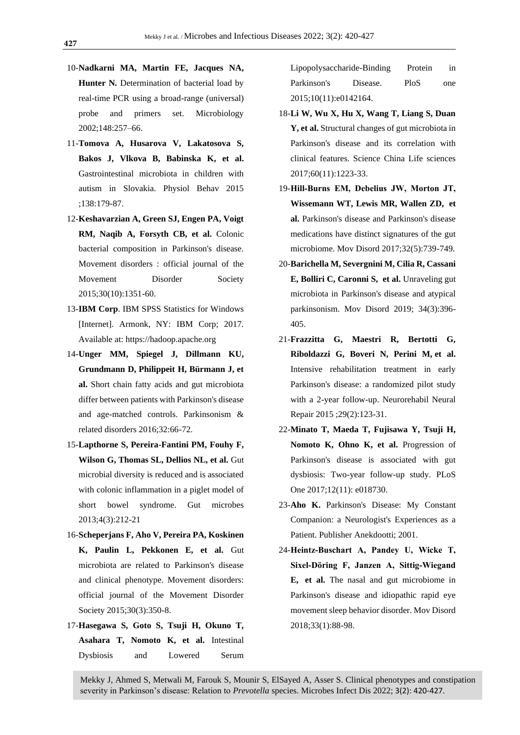10-**Nadkarni MA, Martin FE, Jacques NA, Hunter N.** Determination of bacterial load by real-time PCR using a broad-range (universal) probe and primers set. Microbiology 2002;148:257–66.

11-**Tomova A, Husarova V, Lakatosova S, Bakos J, Vlkova B, Babinska K, et al.** Gastrointestinal microbiota in children with autism in Slovakia. Physiol Behav 2015 ;138:179-87.

12-**Keshavarzian A, Green SJ, Engen PA, Voigt RM, Naqib A, Forsyth CB, et al.** Colonic bacterial composition in Parkinson's disease. Movement disorders : official journal of the Movement Disorder Society 2015;30(10):1351-60.

13-**IBM Corp**. IBM SPSS Statistics for Windows [Internet]. Armonk, NY: IBM Corp; 2017. Available at: https://hadoop.apache.org

14-**Unger MM, Spiegel J, Dillmann KU, Grundmann D, Philippeit H, Bürmann J, et al.** Short chain fatty acids and gut microbiota differ between patients with Parkinson's disease and age-matched controls. Parkinsonism & related disorders 2016;32:66-72.

15-**Lapthorne S, Pereira-Fantini PM, Fouhy F, Wilson G, Thomas SL, Dellios NL, et al.** Gut microbial diversity is reduced and is associated with colonic inflammation in a piglet model of short bowel syndrome. Gut microbes 2013;4(3):212-21

16-**Scheperjans F, Aho V, Pereira PA, Koskinen K, Paulin L, Pekkonen E, et al.** Gut microbiota are related to Parkinson's disease and clinical phenotype. Movement disorders: official journal of the Movement Disorder Society 2015;30(3):350-8.

17-**Hasegawa S, Goto S, Tsuji H, Okuno T, Asahara T, Nomoto K, et al.** Intestinal Dysbiosis and Lowered Serum Lipopolysaccharide-Binding Protein in Parkinson's Disease. PloS one 2015;10(11):e0142164.

18-**Li W, Wu X, Hu X, Wang T, Liang S, Duan Y, et al.** Structural changes of gut microbiota in Parkinson's disease and its correlation with clinical features. Science China Life sciences 2017;60(11):1223-33.

19-**Hill-Burns EM, Debelius JW, Morton JT, Wissemann WT, Lewis MR, Wallen ZD, et al.** Parkinson's disease and Parkinson's disease medications have distinct signatures of the gut microbiome. Mov Disord 2017;32(5):739-749.

20-**Barichella M, Severgnini M, Cilia R, Cassani E, Bolliri C, Caronni S, et al.** Unraveling gut microbiota in Parkinson's disease and atypical parkinsonism. Mov Disord 2019; 34(3):396-405.

21-**Frazzitta G, Maestri R, Bertotti G, Riboldazzi G, Boveri N, Perini M, et al.** Intensive rehabilitation treatment in early Parkinson's disease: a randomized pilot study with a 2-year follow-up. Neurorehabil Neural Repair 2015 ;29(2):123-31.

22-**Minato T, Maeda T, Fujisawa Y, Tsuji H, Nomoto K, Ohno K, et al.** Progression of Parkinson's disease is associated with gut dysbiosis: Two-year follow-up study. PLoS One 2017;12(11): e018730.

23-**Aho K.** Parkinson's Disease: My Constant Companion: a Neurologist's Experiences as a Patient. Publisher Anekdootti; 2001.

24-**Heintz-Buschart A, Pandey U, Wicke T, Sixel-Döring F, Janzen A, Sittig-Wiegand E, et al.** The nasal and gut microbiome in Parkinson's disease and idiopathic rapid eye movement sleep behavior disorder. Mov Disord 2018;33(1):88-98.

Mekky J, Ahmed S, Metwali M, Farouk S, Mounir S, ElSayed A, Asser S. Clinical phenotypes and constipation severity in Parkinson's disease: Relation to *Prevotella* species. Microbes Infect Dis 2022; 3(2): 420-427.